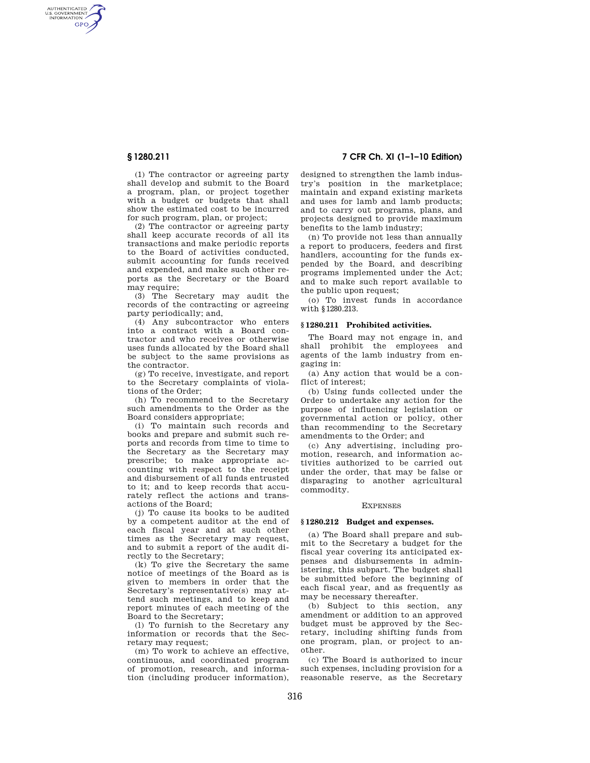(1) The contractor or agreeing party shall develop and submit to the Board a program, plan, or project together with a budget or budgets that shall show the estimated cost to be incurred for such program, plan, or project;

(2) The contractor or agreeing party shall keep accurate records of all its transactions and make periodic reports to the Board of activities conducted, submit accounting for funds received and expended, and make such other reports as the Secretary or the Board may require;

(3) The Secretary may audit the records of the contracting or agreeing party periodically; and,

(4) Any subcontractor who enters into a contract with a Board contractor and who receives or otherwise uses funds allocated by the Board shall be subject to the same provisions as the contractor.

(g) To receive, investigate, and report to the Secretary complaints of violations of the Order;

(h) To recommend to the Secretary such amendments to the Order as the Board considers appropriate;

(i) To maintain such records and books and prepare and submit such reports and records from time to time to the Secretary as the Secretary may prescribe; to make appropriate accounting with respect to the receipt and disbursement of all funds entrusted to it; and to keep records that accurately reflect the actions and transactions of the Board;

(j) To cause its books to be audited by a competent auditor at the end of each fiscal year and at such other times as the Secretary may request, and to submit a report of the audit directly to the Secretary;

(k) To give the Secretary the same notice of meetings of the Board as is given to members in order that the Secretary's representative(s) may attend such meetings, and to keep and report minutes of each meeting of the Board to the Secretary;

(l) To furnish to the Secretary any information or records that the Secretary may request;

(m) To work to achieve an effective, continuous, and coordinated program of promotion, research, and information (including producer information), designed to strengthen the lamb industry's position in the marketplace; maintain and expand existing markets and uses for lamb and lamb products; and to carry out programs, plans, and projects designed to provide maximum benefits to the lamb industry;

(n) To provide not less than annually a report to producers, feeders and first handlers, accounting for the funds expended by the Board, and describing programs implemented under the Act; and to make such report available to the public upon request;

(o) To invest funds in accordance with §1280.213.

### §1280.211 Prohibited activities.

The Board may not engage in, and shall prohibit the employees and agents of the lamb industry from engaging in:

(a) Any action that would be a conflict of interest;

(b) Using funds collected under the Order to undertake any action for the purpose of influencing legislation or governmental action or policy, other than recommending to the Secretary amendments to the Order; and

(c) Any advertising, including promotion, research, and information activities authorized to be carried out under the order, that may be false or disparaging to another agricultural commodity.

## EXPENSES

### §1280.212 Budget and expenses.

(a) The Board shall prepare and submit to the Secretary a budget for the fiscal year covering its anticipated expenses and disbursements in administering, this subpart. The budget shall be submitted before the beginning of each fiscal year, and as frequently as may be necessary thereafter.

(b) Subject to this section, any amendment or addition to an approved budget must be approved by the Secretary, including shifting funds from one program, plan, or project to another.

(c) The Board is authorized to incur such expenses, including provision for a reasonable reserve, as the Secretary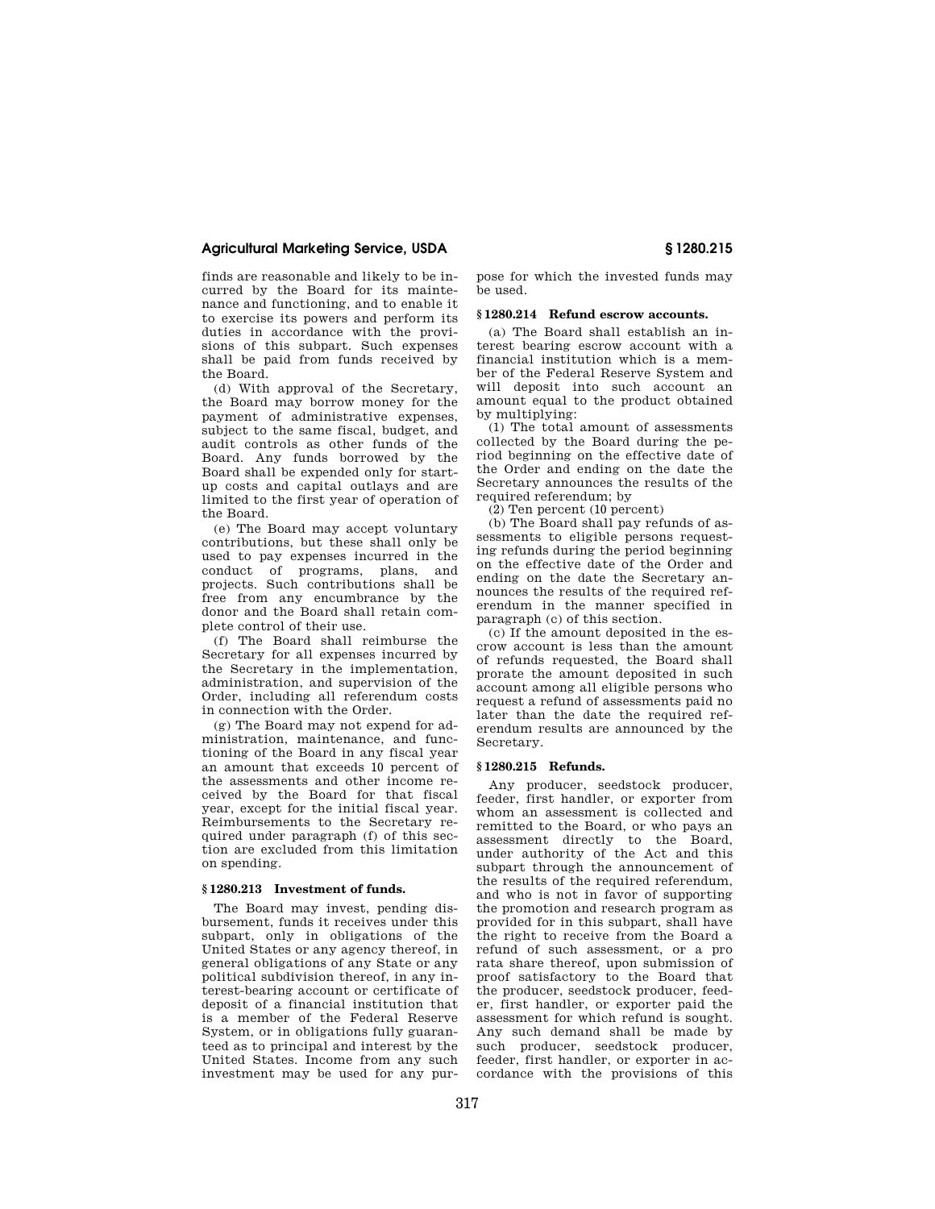finds are reasonable and likely to be incurred by the Board for its maintenance and functioning, and to enable it to exercise its powers and perform its duties in accordance with the provisions of this subpart. Such expenses shall be paid from funds received by the Board.

(d) With approval of the Secretary, the Board may borrow money for the payment of administrative expenses, subject to the same fiscal, budget, and audit controls as other funds of the Board. Any funds borrowed by the Board shall be expended only for startup costs and capital outlays and are limited to the first year of operation of the Board.

(e) The Board may accept voluntary contributions, but these shall only be used to pay expenses incurred in the conduct of programs, plans, and projects. Such contributions shall be free from any encumbrance by the donor and the Board shall retain complete control of their use.

(f) The Board shall reimburse the Secretary for all expenses incurred by the Secretary in the implementation, administration, and supervision of the Order, including all referendum costs in connection with the Order.

(g) The Board may not expend for administration, maintenance, and functioning of the Board in any fiscal year an amount that exceeds 10 percent of the assessments and other income received by the Board for that fiscal year, except for the initial fiscal year. Reimbursements to the Secretary required under paragraph (f) of this section are excluded from this limitation on spending.

### § 1280.213 Investment of funds.

The Board may invest, pending disbursement, funds it receives under this subpart, only in obligations of the United States or any agency thereof, in general obligations of any State or any political subdivision thereof, in any interest-bearing account or certificate of deposit of a financial institution that is a member of the Federal Reserve System, or in obligations fully guaranteed as to principal and interest by the United States. Income from any such investment may be used for any purpose for which the invested funds may be used.

### § 1280.214 Refund escrow accounts.

(a) The Board shall establish an interest bearing escrow account with a financial institution which is a member of the Federal Reserve System and will deposit into such account an amount equal to the product obtained by multiplying:

(1) The total amount of assessments collected by the Board during the period beginning on the effective date of the Order and ending on the date the Secretary announces the results of the required referendum; by

(2) Ten percent (10 percent)

(b) The Board shall pay refunds of assessments to eligible persons requesting refunds during the period beginning on the effective date of the Order and ending on the date the Secretary announces the results of the required referendum in the manner specified in paragraph (c) of this section.

(c) If the amount deposited in the escrow account is less than the amount of refunds requested, the Board shall prorate the amount deposited in such account among all eligible persons who request a refund of assessments paid no later than the date the required referendum results are announced by the Secretary.

### § 1280.215 Refunds.

Any producer, seedstock producer, feeder, first handler, or exporter from whom an assessment is collected and remitted to the Board, or who pays an assessment directly to the Board, under authority of the Act and this subpart through the announcement of the results of the required referendum, and who is not in favor of supporting the promotion and research program as provided for in this subpart, shall have the right to receive from the Board a refund of such assessment, or a pro rata share thereof, upon submission of proof satisfactory to the Board that the producer, seedstock producer, feeder, first handler, or exporter paid the assessment for which refund is sought. Any such demand shall be made by such producer, seedstock producer, feeder, first handler, or exporter in accordance with the provisions of this